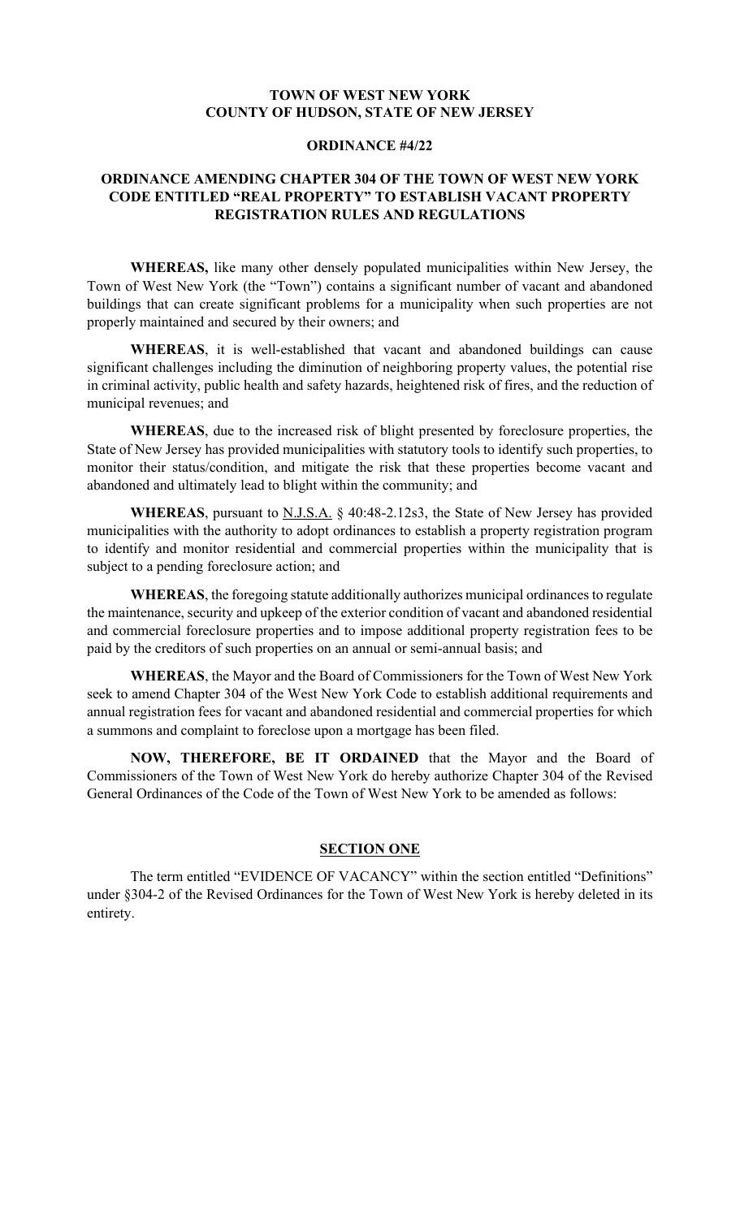**TOWN OF WEST NEW YORK**
**COUNTY OF HUDSON, STATE OF NEW JERSEY**

**ORDINANCE #4/22**

# ORDINANCE AMENDING CHAPTER 304 OF THE TOWN OF WEST NEW YORK CODE ENTITLED "REAL PROPERTY" TO ESTABLISH VACANT PROPERTY REGISTRATION RULES AND REGULATIONS

**WHEREAS,** like many other densely populated municipalities within New Jersey, the Town of West New York (the "Town") contains a significant number of vacant and abandoned buildings that can create significant problems for a municipality when such properties are not properly maintained and secured by their owners; and

**WHEREAS**, it is well-established that vacant and abandoned buildings can cause significant challenges including the diminution of neighboring property values, the potential rise in criminal activity, public health and safety hazards, heightened risk of fires, and the reduction of municipal revenues; and

**WHEREAS**, due to the increased risk of blight presented by foreclosure properties, the State of New Jersey has provided municipalities with statutory tools to identify such properties, to monitor their status/condition, and mitigate the risk that these properties become vacant and abandoned and ultimately lead to blight within the community; and

**WHEREAS**, pursuant to N.J.S.A. § 40:48-2.12s3, the State of New Jersey has provided municipalities with the authority to adopt ordinances to establish a property registration program to identify and monitor residential and commercial properties within the municipality that is subject to a pending foreclosure action; and

**WHEREAS**, the foregoing statute additionally authorizes municipal ordinances to regulate the maintenance, security and upkeep of the exterior condition of vacant and abandoned residential and commercial foreclosure properties and to impose additional property registration fees to be paid by the creditors of such properties on an annual or semi-annual basis; and

**WHEREAS**, the Mayor and the Board of Commissioners for the Town of West New York seek to amend Chapter 304 of the West New York Code to establish additional requirements and annual registration fees for vacant and abandoned residential and commercial properties for which a summons and complaint to foreclose upon a mortgage has been filed.

**NOW, THEREFORE, BE IT ORDAINED** that the Mayor and the Board of Commissioners of the Town of West New York do hereby authorize Chapter 304 of the Revised General Ordinances of the Code of the Town of West New York to be amended as follows:

## SECTION ONE

The term entitled "EVIDENCE OF VACANCY" within the section entitled "Definitions" under §304-2 of the Revised Ordinances for the Town of West New York is hereby deleted in its entirety.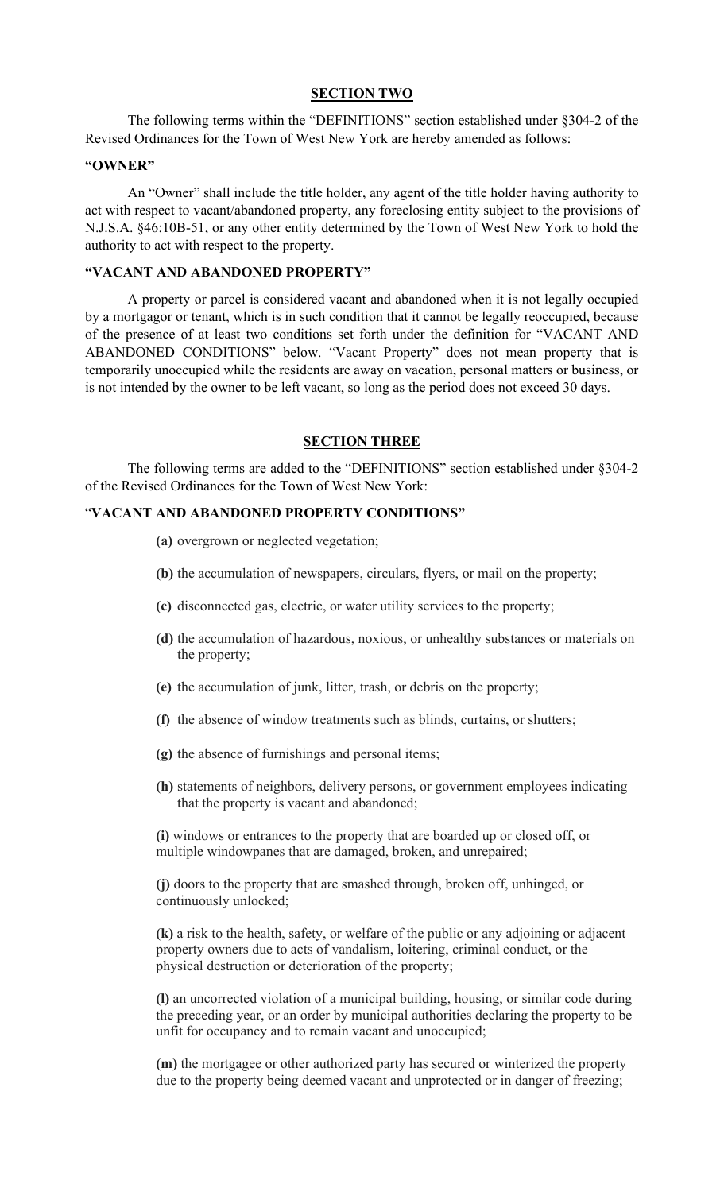## SECTION TWO

The following terms within the "DEFINITIONS" section established under §304-2 of the Revised Ordinances for the Town of West New York are hereby amended as follows:

### "OWNER"

An "Owner" shall include the title holder, any agent of the title holder having authority to act with respect to vacant/abandoned property, any foreclosing entity subject to the provisions of N.J.S.A. §46:10B-51, or any other entity determined by the Town of West New York to hold the authority to act with respect to the property.

### "VACANT AND ABANDONED PROPERTY"

A property or parcel is considered vacant and abandoned when it is not legally occupied by a mortgagor or tenant, which is in such condition that it cannot be legally reoccupied, because of the presence of at least two conditions set forth under the definition for "VACANT AND ABANDONED CONDITIONS" below. "Vacant Property" does not mean property that is temporarily unoccupied while the residents are away on vacation, personal matters or business, or is not intended by the owner to be left vacant, so long as the period does not exceed 30 days.

## SECTION THREE

The following terms are added to the "DEFINITIONS" section established under §304-2 of the Revised Ordinances for the Town of West New York:

### "VACANT AND ABANDONED PROPERTY CONDITIONS"

**(a)** overgrown or neglected vegetation;

**(b)** the accumulation of newspapers, circulars, flyers, or mail on the property;

**(c)** disconnected gas, electric, or water utility services to the property;

**(d)** the accumulation of hazardous, noxious, or unhealthy substances or materials on the property;

**(e)** the accumulation of junk, litter, trash, or debris on the property;

**(f)** the absence of window treatments such as blinds, curtains, or shutters;

**(g)** the absence of furnishings and personal items;

**(h)** statements of neighbors, delivery persons, or government employees indicating that the property is vacant and abandoned;

**(i)** windows or entrances to the property that are boarded up or closed off, or multiple windowpanes that are damaged, broken, and unrepaired;

**(j)** doors to the property that are smashed through, broken off, unhinged, or continuously unlocked;

**(k)** a risk to the health, safety, or welfare of the public or any adjoining or adjacent property owners due to acts of vandalism, loitering, criminal conduct, or the physical destruction or deterioration of the property;

**(l)** an uncorrected violation of a municipal building, housing, or similar code during the preceding year, or an order by municipal authorities declaring the property to be unfit for occupancy and to remain vacant and unoccupied;

**(m)** the mortgagee or other authorized party has secured or winterized the property due to the property being deemed vacant and unprotected or in danger of freezing;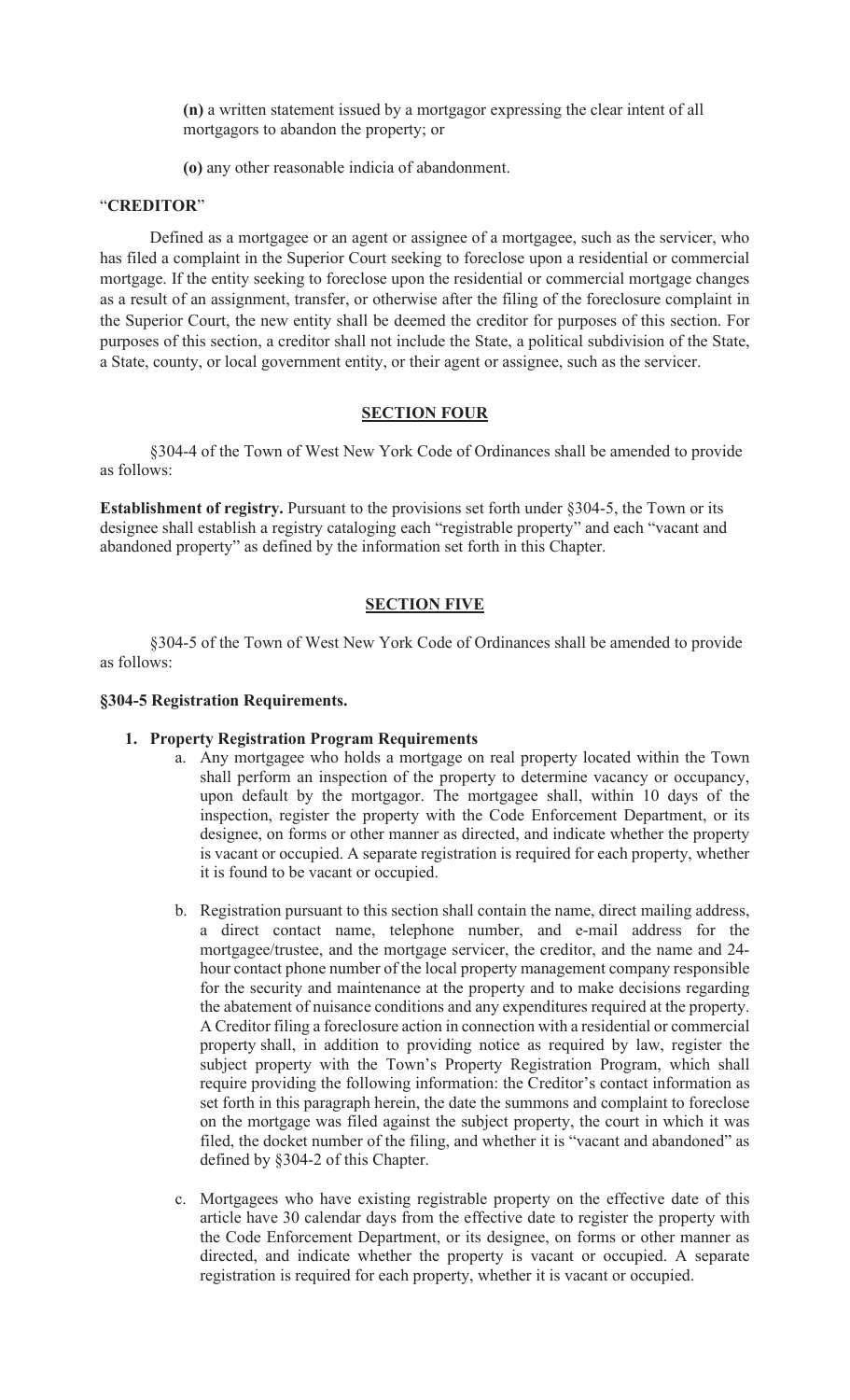**(n)** a written statement issued by a mortgagor expressing the clear intent of all mortgagors to abandon the property; or

**(o)** any other reasonable indicia of abandonment.

"**CREDITOR**"

Defined as a mortgagee or an agent or assignee of a mortgagee, such as the servicer, who has filed a complaint in the Superior Court seeking to foreclose upon a residential or commercial mortgage. If the entity seeking to foreclose upon the residential or commercial mortgage changes as a result of an assignment, transfer, or otherwise after the filing of the foreclosure complaint in the Superior Court, the new entity shall be deemed the creditor for purposes of this section. For purposes of this section, a creditor shall not include the State, a political subdivision of the State, a State, county, or local government entity, or their agent or assignee, such as the servicer.

## SECTION FOUR

§304-4 of the Town of West New York Code of Ordinances shall be amended to provide as follows:

**Establishment of registry.** Pursuant to the provisions set forth under §304-5, the Town or its designee shall establish a registry cataloging each "registrable property" and each "vacant and abandoned property" as defined by the information set forth in this Chapter.

## SECTION FIVE

§304-5 of the Town of West New York Code of Ordinances shall be amended to provide as follows:

**§304-5 Registration Requirements.**

1. **Property Registration Program Requirements**
    a. Any mortgagee who holds a mortgage on real property located within the Town shall perform an inspection of the property to determine vacancy or occupancy, upon default by the mortgagor. The mortgagee shall, within 10 days of the inspection, register the property with the Code Enforcement Department, or its designee, on forms or other manner as directed, and indicate whether the property is vacant or occupied. A separate registration is required for each property, whether it is found to be vacant or occupied.

    b. Registration pursuant to this section shall contain the name, direct mailing address, a direct contact name, telephone number, and e-mail address for the mortgagee/trustee, and the mortgage servicer, the creditor, and the name and 24-hour contact phone number of the local property management company responsible for the security and maintenance at the property and to make decisions regarding the abatement of nuisance conditions and any expenditures required at the property. A Creditor filing a foreclosure action in connection with a residential or commercial property shall, in addition to providing notice as required by law, register the subject property with the Town's Property Registration Program, which shall require providing the following information: the Creditor's contact information as set forth in this paragraph herein, the date the summons and complaint to foreclose on the mortgage was filed against the subject property, the court in which it was filed, the docket number of the filing, and whether it is "vacant and abandoned" as defined by §304-2 of this Chapter.

    c. Mortgagees who have existing registrable property on the effective date of this article have 30 calendar days from the effective date to register the property with the Code Enforcement Department, or its designee, on forms or other manner as directed, and indicate whether the property is vacant or occupied. A separate registration is required for each property, whether it is vacant or occupied.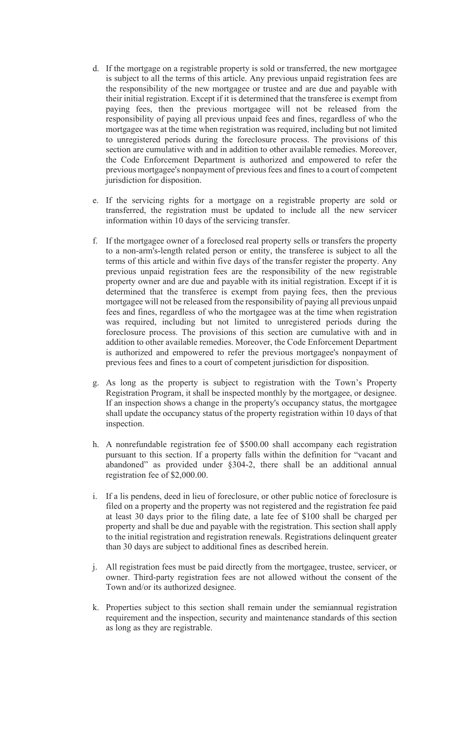d. If the mortgage on a registrable property is sold or transferred, the new mortgagee is subject to all the terms of this article. Any previous unpaid registration fees are the responsibility of the new mortgagee or trustee and are due and payable with their initial registration. Except if it is determined that the transferee is exempt from paying fees, then the previous mortgagee will not be released from the responsibility of paying all previous unpaid fees and fines, regardless of who the mortgagee was at the time when registration was required, including but not limited to unregistered periods during the foreclosure process. The provisions of this section are cumulative with and in addition to other available remedies. Moreover, the Code Enforcement Department is authorized and empowered to refer the previous mortgagee's nonpayment of previous fees and fines to a court of competent jurisdiction for disposition.

e. If the servicing rights for a mortgage on a registrable property are sold or transferred, the registration must be updated to include all the new servicer information within 10 days of the servicing transfer.

f. If the mortgagee owner of a foreclosed real property sells or transfers the property to a non-arm's-length related person or entity, the transferee is subject to all the terms of this article and within five days of the transfer register the property. Any previous unpaid registration fees are the responsibility of the new registrable property owner and are due and payable with its initial registration. Except if it is determined that the transferee is exempt from paying fees, then the previous mortgagee will not be released from the responsibility of paying all previous unpaid fees and fines, regardless of who the mortgagee was at the time when registration was required, including but not limited to unregistered periods during the foreclosure process. The provisions of this section are cumulative with and in addition to other available remedies. Moreover, the Code Enforcement Department is authorized and empowered to refer the previous mortgagee's nonpayment of previous fees and fines to a court of competent jurisdiction for disposition.

g. As long as the property is subject to registration with the Town's Property Registration Program, it shall be inspected monthly by the mortgagee, or designee. If an inspection shows a change in the property's occupancy status, the mortgagee shall update the occupancy status of the property registration within 10 days of that inspection.

h. A nonrefundable registration fee of $500.00 shall accompany each registration pursuant to this section. If a property falls within the definition for "vacant and abandoned" as provided under §304-2, there shall be an additional annual registration fee of $2,000.00.

i. If a lis pendens, deed in lieu of foreclosure, or other public notice of foreclosure is filed on a property and the property was not registered and the registration fee paid at least 30 days prior to the filing date, a late fee of $100 shall be charged per property and shall be due and payable with the registration. This section shall apply to the initial registration and registration renewals. Registrations delinquent greater than 30 days are subject to additional fines as described herein.

j. All registration fees must be paid directly from the mortgagee, trustee, servicer, or owner. Third-party registration fees are not allowed without the consent of the Town and/or its authorized designee.

k. Properties subject to this section shall remain under the semiannual registration requirement and the inspection, security and maintenance standards of this section as long as they are registrable.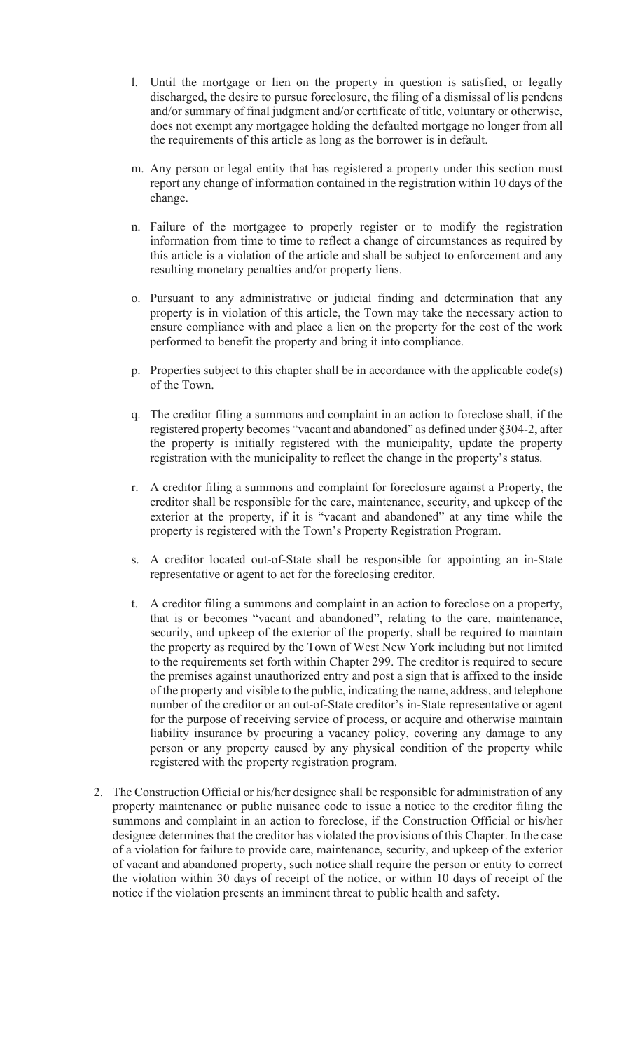l. Until the mortgage or lien on the property in question is satisfied, or legally discharged, the desire to pursue foreclosure, the filing of a dismissal of lis pendens and/or summary of final judgment and/or certificate of title, voluntary or otherwise, does not exempt any mortgagee holding the defaulted mortgage no longer from all the requirements of this article as long as the borrower is in default.

m. Any person or legal entity that has registered a property under this section must report any change of information contained in the registration within 10 days of the change.

n. Failure of the mortgagee to properly register or to modify the registration information from time to time to reflect a change of circumstances as required by this article is a violation of the article and shall be subject to enforcement and any resulting monetary penalties and/or property liens.

o. Pursuant to any administrative or judicial finding and determination that any property is in violation of this article, the Town may take the necessary action to ensure compliance with and place a lien on the property for the cost of the work performed to benefit the property and bring it into compliance.

p. Properties subject to this chapter shall be in accordance with the applicable code(s) of the Town.

q. The creditor filing a summons and complaint in an action to foreclose shall, if the registered property becomes "vacant and abandoned" as defined under §304-2, after the property is initially registered with the municipality, update the property registration with the municipality to reflect the change in the property's status.

r. A creditor filing a summons and complaint for foreclosure against a Property, the creditor shall be responsible for the care, maintenance, security, and upkeep of the exterior at the property, if it is "vacant and abandoned" at any time while the property is registered with the Town's Property Registration Program.

s. A creditor located out-of-State shall be responsible for appointing an in-State representative or agent to act for the foreclosing creditor.

t. A creditor filing a summons and complaint in an action to foreclose on a property, that is or becomes "vacant and abandoned", relating to the care, maintenance, security, and upkeep of the exterior of the property, shall be required to maintain the property as required by the Town of West New York including but not limited to the requirements set forth within Chapter 299. The creditor is required to secure the premises against unauthorized entry and post a sign that is affixed to the inside of the property and visible to the public, indicating the name, address, and telephone number of the creditor or an out-of-State creditor's in-State representative or agent for the purpose of receiving service of process, or acquire and otherwise maintain liability insurance by procuring a vacancy policy, covering any damage to any person or any property caused by any physical condition of the property while registered with the property registration program.

2. The Construction Official or his/her designee shall be responsible for administration of any property maintenance or public nuisance code to issue a notice to the creditor filing the summons and complaint in an action to foreclose, if the Construction Official or his/her designee determines that the creditor has violated the provisions of this Chapter. In the case of a violation for failure to provide care, maintenance, security, and upkeep of the exterior of vacant and abandoned property, such notice shall require the person or entity to correct the violation within 30 days of receipt of the notice, or within 10 days of receipt of the notice if the violation presents an imminent threat to public health and safety.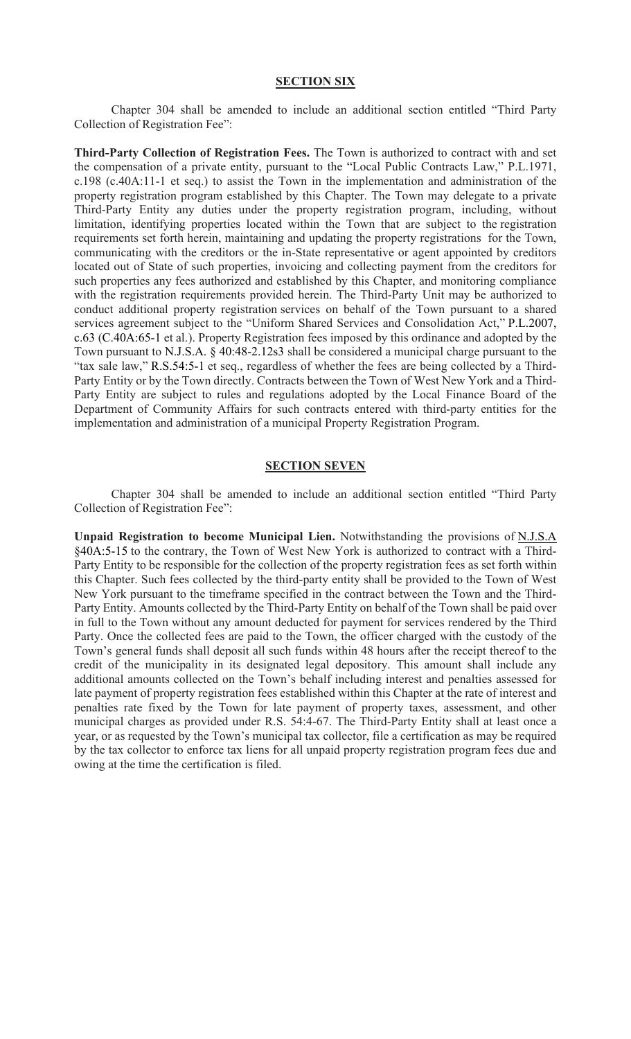## SECTION SIX

Chapter 304 shall be amended to include an additional section entitled "Third Party Collection of Registration Fee":

**Third-Party Collection of Registration Fees.** The Town is authorized to contract with and set the compensation of a private entity, pursuant to the "Local Public Contracts Law," P.L.1971, c.198 (c.40A:11-1 et seq.) to assist the Town in the implementation and administration of the property registration program established by this Chapter. The Town may delegate to a private Third-Party Entity any duties under the property registration program, including, without limitation, identifying properties located within the Town that are subject to the registration requirements set forth herein, maintaining and updating the property registrations for the Town, communicating with the creditors or the in-State representative or agent appointed by creditors located out of State of such properties, invoicing and collecting payment from the creditors for such properties any fees authorized and established by this Chapter, and monitoring compliance with the registration requirements provided herein. The Third-Party Unit may be authorized to conduct additional property registration services on behalf of the Town pursuant to a shared services agreement subject to the "Uniform Shared Services and Consolidation Act," P.L.2007, c.63 (C.40A:65-1 et al.). Property Registration fees imposed by this ordinance and adopted by the Town pursuant to N.J.S.A. § 40:48-2.12s3 shall be considered a municipal charge pursuant to the "tax sale law," R.S.54:5-1 et seq., regardless of whether the fees are being collected by a Third-Party Entity or by the Town directly. Contracts between the Town of West New York and a Third-Party Entity are subject to rules and regulations adopted by the Local Finance Board of the Department of Community Affairs for such contracts entered with third-party entities for the implementation and administration of a municipal Property Registration Program.

## SECTION SEVEN

Chapter 304 shall be amended to include an additional section entitled "Third Party Collection of Registration Fee":

**Unpaid Registration to become Municipal Lien.** Notwithstanding the provisions of N.J.S.A §40A:5-15 to the contrary, the Town of West New York is authorized to contract with a Third-Party Entity to be responsible for the collection of the property registration fees as set forth within this Chapter. Such fees collected by the third-party entity shall be provided to the Town of West New York pursuant to the timeframe specified in the contract between the Town and the Third-Party Entity. Amounts collected by the Third-Party Entity on behalf of the Town shall be paid over in full to the Town without any amount deducted for payment for services rendered by the Third Party. Once the collected fees are paid to the Town, the officer charged with the custody of the Town's general funds shall deposit all such funds within 48 hours after the receipt thereof to the credit of the municipality in its designated legal depository. This amount shall include any additional amounts collected on the Town's behalf including interest and penalties assessed for late payment of property registration fees established within this Chapter at the rate of interest and penalties rate fixed by the Town for late payment of property taxes, assessment, and other municipal charges as provided under R.S. 54:4-67. The Third-Party Entity shall at least once a year, or as requested by the Town's municipal tax collector, file a certification as may be required by the tax collector to enforce tax liens for all unpaid property registration program fees due and owing at the time the certification is filed.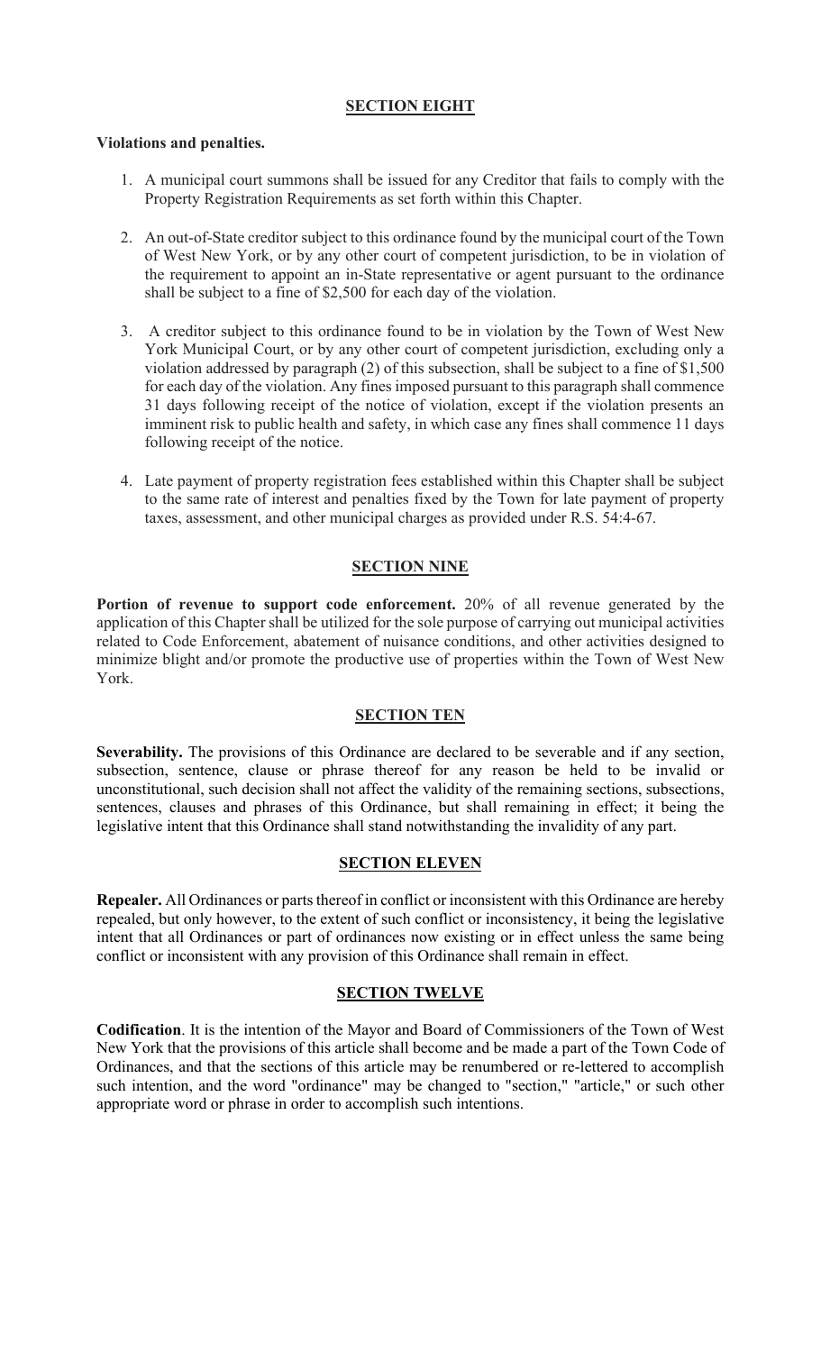## SECTION EIGHT

**Violations and penalties.**

1. A municipal court summons shall be issued for any Creditor that fails to comply with the Property Registration Requirements as set forth within this Chapter.

2. An out-of-State creditor subject to this ordinance found by the municipal court of the Town of West New York, or by any other court of competent jurisdiction, to be in violation of the requirement to appoint an in-State representative or agent pursuant to the ordinance shall be subject to a fine of $2,500 for each day of the violation.

3. A creditor subject to this ordinance found to be in violation by the Town of West New York Municipal Court, or by any other court of competent jurisdiction, excluding only a violation addressed by paragraph (2) of this subsection, shall be subject to a fine of $1,500 for each day of the violation. Any fines imposed pursuant to this paragraph shall commence 31 days following receipt of the notice of violation, except if the violation presents an imminent risk to public health and safety, in which case any fines shall commence 11 days following receipt of the notice.

4. Late payment of property registration fees established within this Chapter shall be subject to the same rate of interest and penalties fixed by the Town for late payment of property taxes, assessment, and other municipal charges as provided under R.S. 54:4-67.

## SECTION NINE

**Portion of revenue to support code enforcement.** 20% of all revenue generated by the application of this Chapter shall be utilized for the sole purpose of carrying out municipal activities related to Code Enforcement, abatement of nuisance conditions, and other activities designed to minimize blight and/or promote the productive use of properties within the Town of West New York.

## SECTION TEN

**Severability.** The provisions of this Ordinance are declared to be severable and if any section, subsection, sentence, clause or phrase thereof for any reason be held to be invalid or unconstitutional, such decision shall not affect the validity of the remaining sections, subsections, sentences, clauses and phrases of this Ordinance, but shall remaining in effect; it being the legislative intent that this Ordinance shall stand notwithstanding the invalidity of any part.

## SECTION ELEVEN

**Repealer.** All Ordinances or parts thereof in conflict or inconsistent with this Ordinance are hereby repealed, but only however, to the extent of such conflict or inconsistency, it being the legislative intent that all Ordinances or part of ordinances now existing or in effect unless the same being conflict or inconsistent with any provision of this Ordinance shall remain in effect.

## SECTION TWELVE

**Codification**. It is the intention of the Mayor and Board of Commissioners of the Town of West New York that the provisions of this article shall become and be made a part of the Town Code of Ordinances, and that the sections of this article may be renumbered or re-lettered to accomplish such intention, and the word "ordinance" may be changed to "section," "article," or such other appropriate word or phrase in order to accomplish such intentions.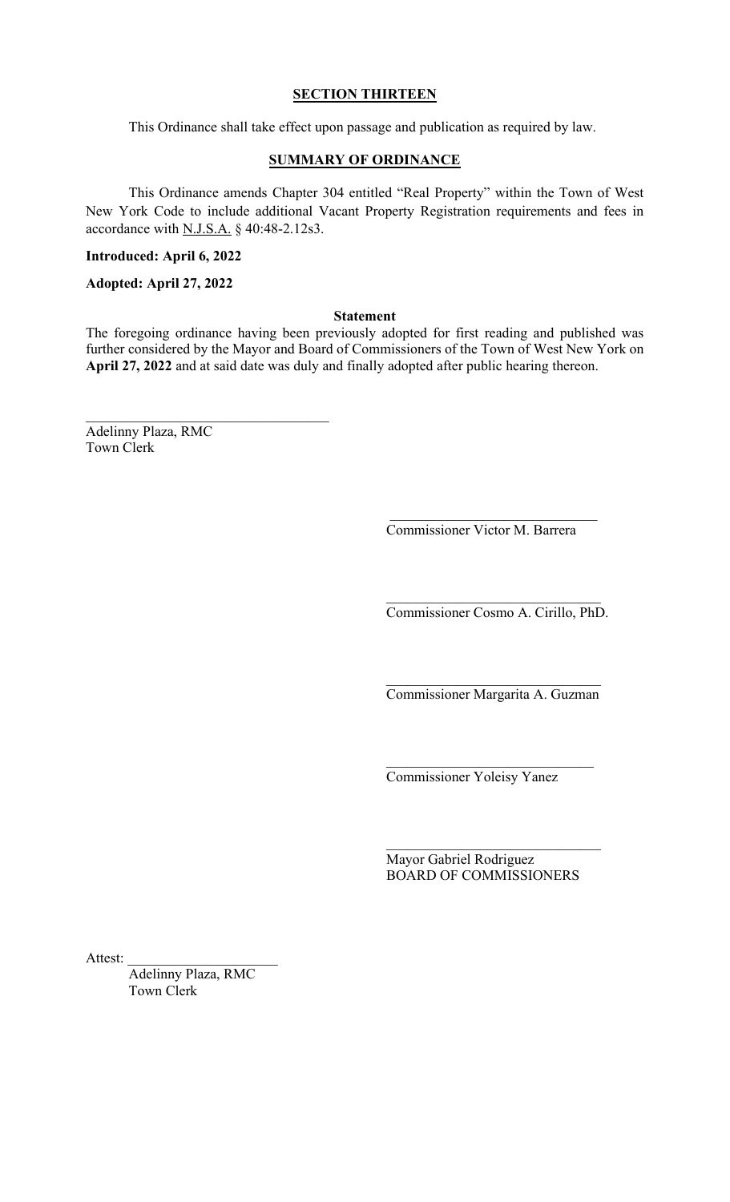## SECTION THIRTEEN

This Ordinance shall take effect upon passage and publication as required by law.

## SUMMARY OF ORDINANCE

This Ordinance amends Chapter 304 entitled "Real Property" within the Town of West New York Code to include additional Vacant Property Registration requirements and fees in accordance with N.J.S.A. § 40:48-2.12s3.

**Introduced: April 6, 2022**

**Adopted: April 27, 2022**

**Statement**

The foregoing ordinance having been previously adopted for first reading and published was further considered by the Mayor and Board of Commissioners of the Town of West New York on **April 27, 2022** and at said date was duly and finally adopted after public hearing thereon.

___________________________________
Adelinny Plaza, RMC
Town Clerk

______________________________
Commissioner Victor M. Barrera

______________________________
Commissioner Cosmo A. Cirillo, PhD.

______________________________
Commissioner Margarita A. Guzman

______________________________
Commissioner Yoleisy Yanez

______________________________
Mayor Gabriel Rodriguez
BOARD OF COMMISSIONERS

Attest: ____________________
Adelinny Plaza, RMC
Town Clerk